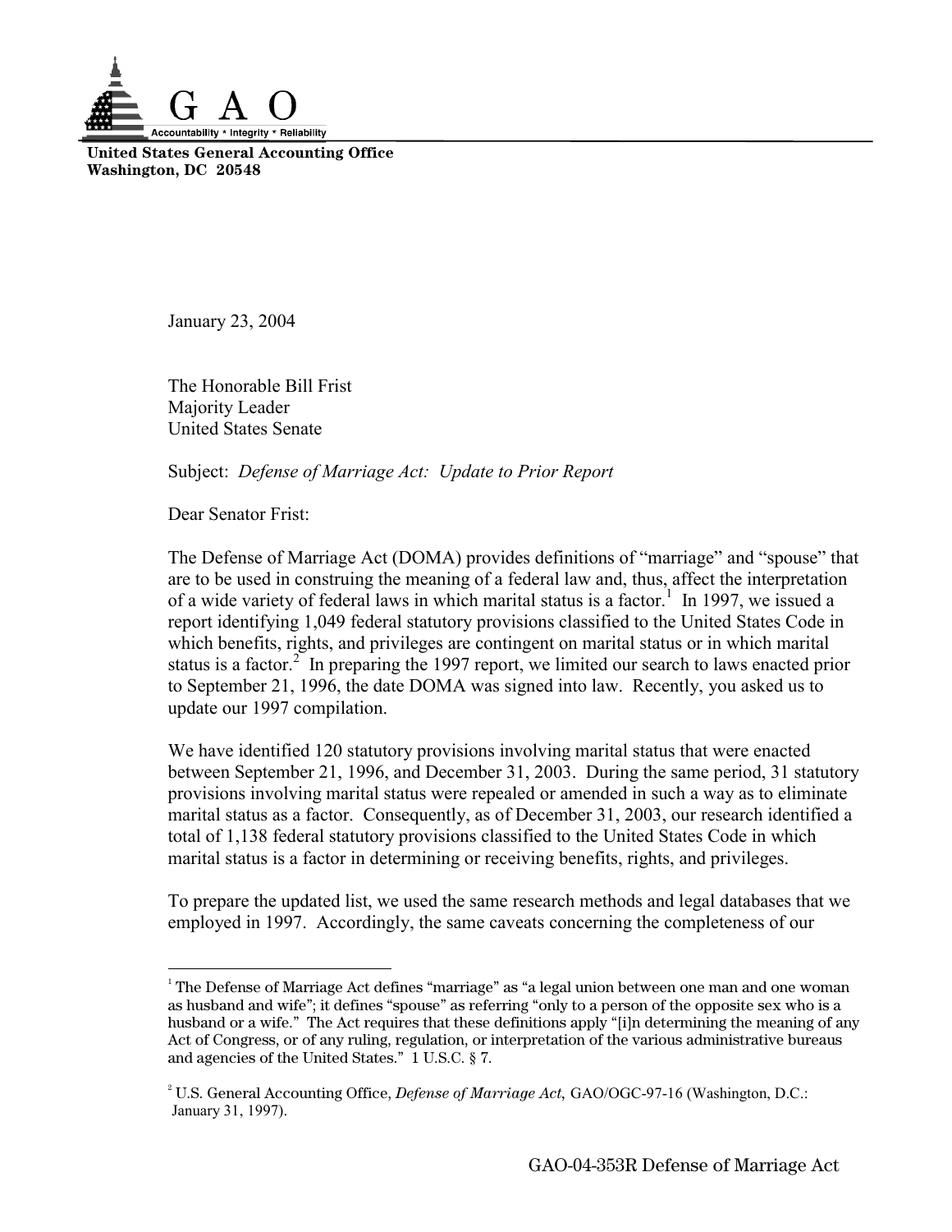# G A O

Accountability * Integrity * Reliability

**United States General Accounting Office**
**Washington, DC 20548**

January 23, 2004

The Honorable Bill Frist
Majority Leader
United States Senate

Subject: *Defense of Marriage Act: Update to Prior Report*

Dear Senator Frist:

The Defense of Marriage Act (DOMA) provides definitions of "marriage" and "spouse" that are to be used in construing the meaning of a federal law and, thus, affect the interpretation of a wide variety of federal laws in which marital status is a factor.[1] In 1997, we issued a report identifying 1,049 federal statutory provisions classified to the United States Code in which benefits, rights, and privileges are contingent on marital status or in which marital status is a factor.[2] In preparing the 1997 report, we limited our search to laws enacted prior to September 21, 1996, the date DOMA was signed into law. Recently, you asked us to update our 1997 compilation.

We have identified 120 statutory provisions involving marital status that were enacted between September 21, 1996, and December 31, 2003. During the same period, 31 statutory provisions involving marital status were repealed or amended in such a way as to eliminate marital status as a factor. Consequently, as of December 31, 2003, our research identified a total of 1,138 federal statutory provisions classified to the United States Code in which marital status is a factor in determining or receiving benefits, rights, and privileges.

To prepare the updated list, we used the same research methods and legal databases that we employed in 1997. Accordingly, the same caveats concerning the completeness of our

---

[1] The Defense of Marriage Act defines "marriage" as "a legal union between one man and one woman as husband and wife"; it defines "spouse" as referring "only to a person of the opposite sex who is a husband or a wife." The Act requires that these definitions apply "[i]n determining the meaning of any Act of Congress, or of any ruling, regulation, or interpretation of the various administrative bureaus and agencies of the United States." 1 U.S.C. § 7.

[2] U.S. General Accounting Office, *Defense of Marriage Act*, GAO/OGC-97-16 (Washington, D.C.: January 31, 1997).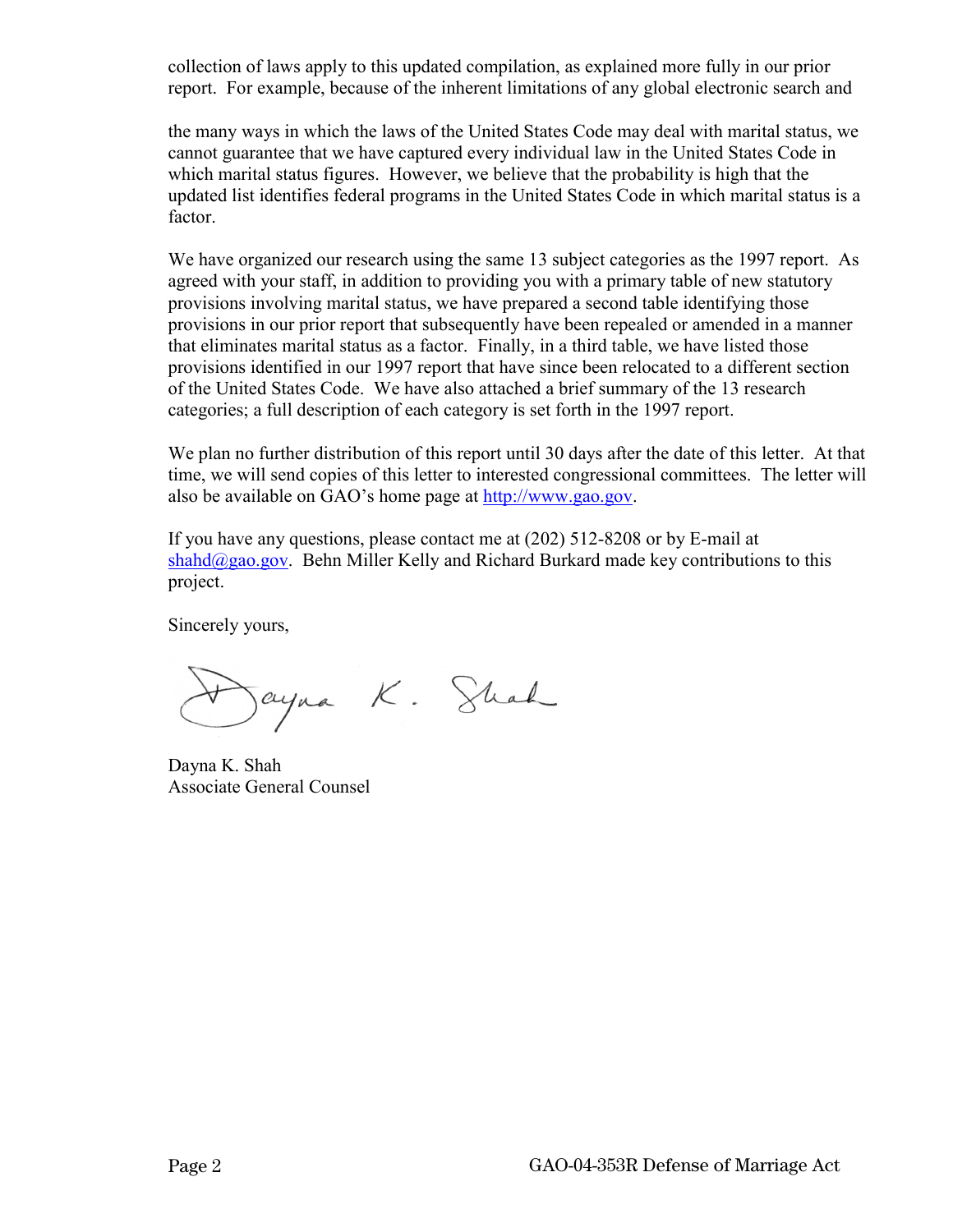collection of laws apply to this updated compilation, as explained more fully in our prior report. For example, because of the inherent limitations of any global electronic search and the many ways in which the laws of the United States Code may deal with marital status, we cannot guarantee that we have captured every individual law in the United States Code in which marital status figures. However, we believe that the probability is high that the updated list identifies federal programs in the United States Code in which marital status is a factor.

We have organized our research using the same 13 subject categories as the 1997 report. As agreed with your staff, in addition to providing you with a primary table of new statutory provisions involving marital status, we have prepared a second table identifying those provisions in our prior report that subsequently have been repealed or amended in a manner that eliminates marital status as a factor. Finally, in a third table, we have listed those provisions identified in our 1997 report that have since been relocated to a different section of the United States Code. We have also attached a brief summary of the 13 research categories; a full description of each category is set forth in the 1997 report.

We plan no further distribution of this report until 30 days after the date of this letter. At that time, we will send copies of this letter to interested congressional committees. The letter will also be available on GAO's home page at http://www.gao.gov.

If you have any questions, please contact me at (202) 512-8208 or by E-mail at shahd@gao.gov. Behn Miller Kelly and Richard Burkard made key contributions to this project.

Sincerely yours,

Dayna K. Shah

Dayna K. Shah
Associate General Counsel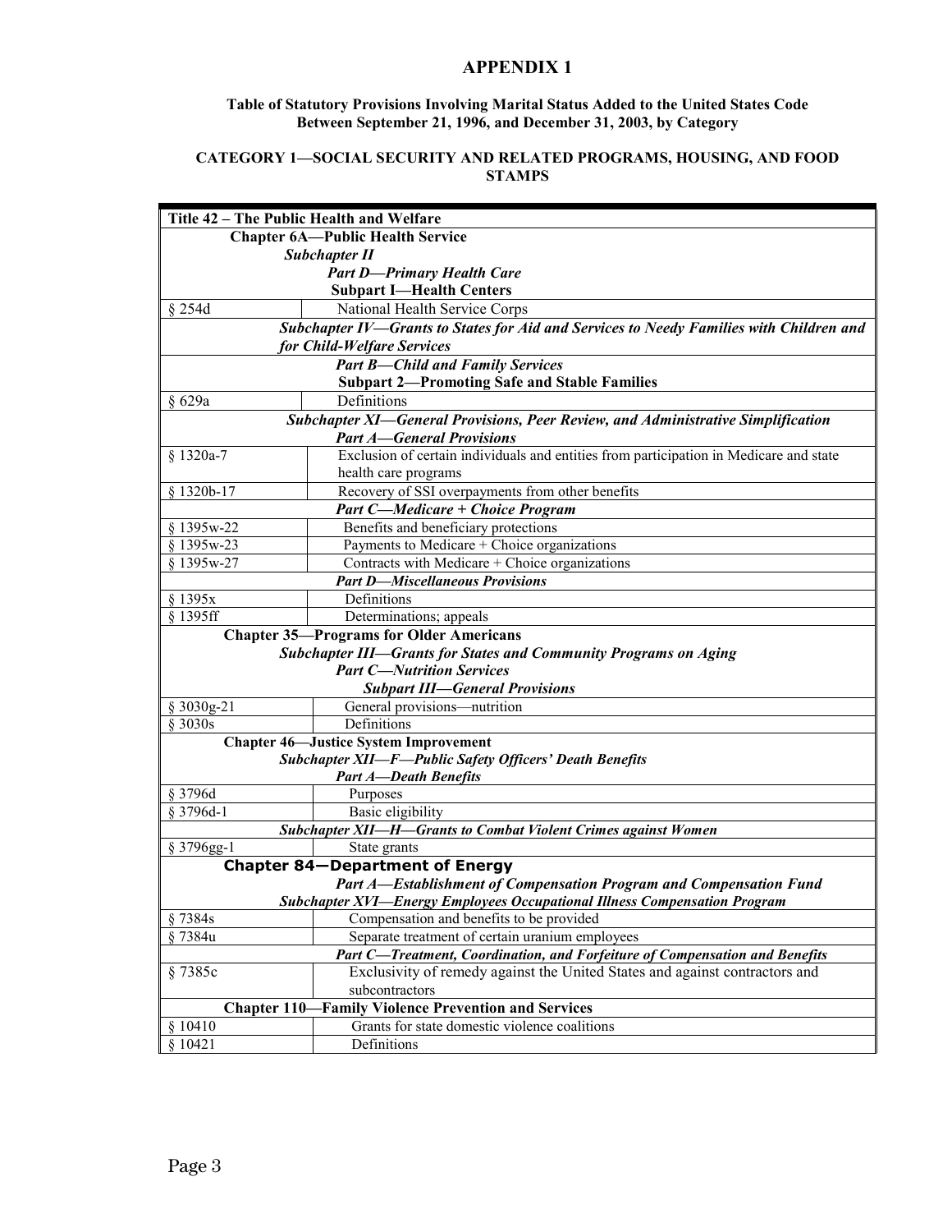# APPENDIX 1

**Table of Statutory Provisions Involving Marital Status Added to the United States Code Between September 21, 1996, and December 31, 2003, by Category**

**CATEGORY 1—SOCIAL SECURITY AND RELATED PROGRAMS, HOUSING, AND FOOD STAMPS**

| **Title 42 – The Public Health and Welfare** | |
|---|---|
| **Chapter 6A—Public Health Service** | |
| ***Subchapter II*** | |
| ***Part D—Primary Health Care*** | |
| **Subpart I—Health Centers** | |
| § 254d | National Health Service Corps |
| ***Subchapter IV—Grants to States for Aid and Services to Needy Families with Children and for Child-Welfare Services*** | |
| ***Part B—Child and Family Services*** | |
| **Subpart 2—Promoting Safe and Stable Families** | |
| § 629a | Definitions |
| ***Subchapter XI—General Provisions, Peer Review, and Administrative Simplification*** | |
| ***Part A—General Provisions*** | |
| § 1320a-7 | Exclusion of certain individuals and entities from participation in Medicare and state health care programs |
| § 1320b-17 | Recovery of SSI overpayments from other benefits |
| ***Part C—Medicare + Choice Program*** | |
| § 1395w-22 | Benefits and beneficiary protections |
| § 1395w-23 | Payments to Medicare + Choice organizations |
| § 1395w-27 | Contracts with Medicare + Choice organizations |
| ***Part D—Miscellaneous Provisions*** | |
| § 1395x | Definitions |
| § 1395ff | Determinations; appeals |
| **Chapter 35—Programs for Older Americans** | |
| ***Subchapter III—Grants for States and Community Programs on Aging*** | |
| ***Part C—Nutrition Services*** | |
| ***Subpart III—General Provisions*** | |
| § 3030g-21 | General provisions—nutrition |
| § 3030s | Definitions |
| **Chapter 46—Justice System Improvement** | |
| ***Subchapter XII—F—Public Safety Officers' Death Benefits*** | |
| ***Part A—Death Benefits*** | |
| § 3796d | Purposes |
| § 3796d-1 | Basic eligibility |
| ***Subchapter XII—H—Grants to Combat Violent Crimes against Women*** | |
| § 3796gg-1 | State grants |
| **Chapter 84—Department of Energy** | |
| ***Part A—Establishment of Compensation Program and Compensation Fund*** | |
| ***Subchapter XVI—Energy Employees Occupational Illness Compensation Program*** | |
| § 7384s | Compensation and benefits to be provided |
| § 7384u | Separate treatment of certain uranium employees |
| ***Part C—Treatment, Coordination, and Forfeiture of Compensation and Benefits*** | |
| § 7385c | Exclusivity of remedy against the United States and against contractors and subcontractors |
| **Chapter 110—Family Violence Prevention and Services** | |
| § 10410 | Grants for state domestic violence coalitions |
| § 10421 | Definitions |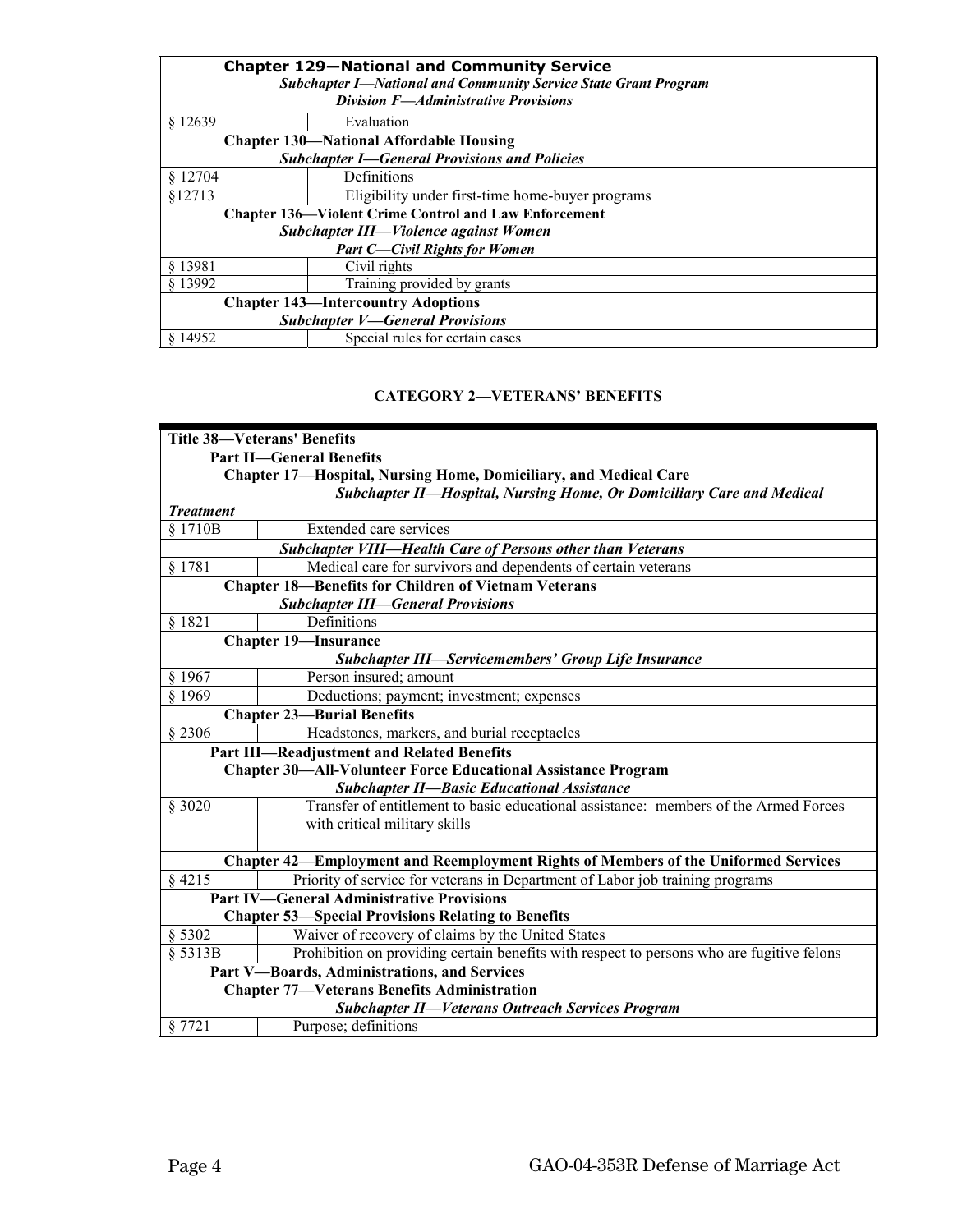| Chapter 129—National and Community Service<br>*Subchapter I—National and Community Service State Grant Program*<br>*Division F—Administrative Provisions* | |
|---|---|
| § 12639 | Evaluation |
| **Chapter 130—National Affordable Housing**<br>***Subchapter I—General Provisions and Policies*** | |
| § 12704 | Definitions |
| §12713 | Eligibility under first-time home-buyer programs |
| **Chapter 136—Violent Crime Control and Law Enforcement**<br>***Subchapter III—Violence against Women***<br>***Part C—Civil Rights for Women*** | |
| § 13981 | Civil rights |
| § 13992 | Training provided by grants |
| **Chapter 143—Intercountry Adoptions**<br>***Subchapter V—General Provisions*** | |
| § 14952 | Special rules for certain cases |

### CATEGORY 2—VETERANS' BENEFITS

| Title 38—Veterans' Benefits<br>**Part II—General Benefits**<br>**Chapter 17—Hospital, Nursing Home, Domiciliary, and Medical Care**<br>***Subchapter II—Hospital, Nursing Home, Or Domiciliary Care and Medical Treatment*** | |
|---|---|
| § 1710B | Extended care services |
| ***Subchapter VIII—Health Care of Persons other than Veterans*** | |
| § 1781 | Medical care for survivors and dependents of certain veterans |
| **Chapter 18—Benefits for Children of Vietnam Veterans**<br>***Subchapter III—General Provisions*** | |
| § 1821 | Definitions |
| **Chapter 19—Insurance**<br>***Subchapter III—Servicemembers' Group Life Insurance*** | |
| § 1967 | Person insured; amount |
| § 1969 | Deductions; payment; investment; expenses |
| **Chapter 23—Burial Benefits** | |
| § 2306 | Headstones, markers, and burial receptacles |
| **Part III—Readjustment and Related Benefits**<br>**Chapter 30—All-Volunteer Force Educational Assistance Program**<br>***Subchapter II—Basic Educational Assistance*** | |
| § 3020 | Transfer of entitlement to basic educational assistance: members of the Armed Forces with critical military skills |
| **Chapter 42—Employment and Reemployment Rights of Members of the Uniformed Services** | |
| § 4215 | Priority of service for veterans in Department of Labor job training programs |
| **Part IV—General Administrative Provisions**<br>**Chapter 53—Special Provisions Relating to Benefits** | |
| § 5302 | Waiver of recovery of claims by the United States |
| § 5313B | Prohibition on providing certain benefits with respect to persons who are fugitive felons |
| **Part V—Boards, Administrations, and Services**<br>**Chapter 77—Veterans Benefits Administration**<br>***Subchapter II—Veterans Outreach Services Program*** | |
| § 7721 | Purpose; definitions |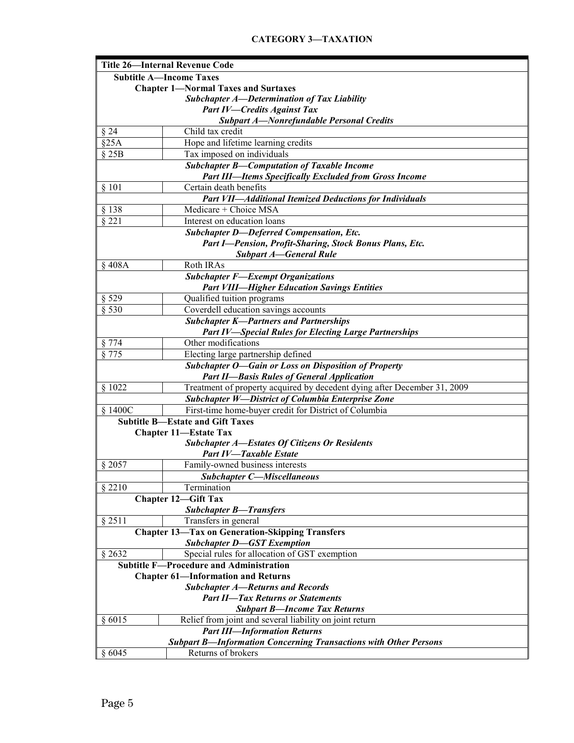## CATEGORY 3—TAXATION

| Title 26—Internal Revenue Code | |
|---|---|
| **Subtitle A—Income Taxes** | |
| **Chapter 1—Normal Taxes and Surtaxes** | |
| ***Subchapter A—Determination of Tax Liability*** | |
| ***Part IV—Credits Against Tax*** | |
| ***Subpart A—Nonrefundable Personal Credits*** | |
| § 24 | Child tax credit |
| §25A | Hope and lifetime learning credits |
| § 25B | Tax imposed on individuals |
| ***Subchapter B—Computation of Taxable Income*** | |
| ***Part III—Items Specifically Excluded from Gross Income*** | |
| § 101 | Certain death benefits |
| ***Part VII—Additional Itemized Deductions for Individuals*** | |
| § 138 | Medicare + Choice MSA |
| § 221 | Interest on education loans |
| ***Subchapter D—Deferred Compensation, Etc.*** | |
| ***Part I—Pension, Profit-Sharing, Stock Bonus Plans, Etc.*** | |
| ***Subpart A—General Rule*** | |
| § 408A | Roth IRAs |
| ***Subchapter F—Exempt Organizations*** | |
| ***Part VIII—Higher Education Savings Entities*** | |
| § 529 | Qualified tuition programs |
| § 530 | Coverdell education savings accounts |
| ***Subchapter K—Partners and Partnerships*** | |
| ***Part IV—Special Rules for Electing Large Partnerships*** | |
| § 774 | Other modifications |
| § 775 | Electing large partnership defined |
| ***Subchapter O—Gain or Loss on Disposition of Property*** | |
| ***Part II—Basis Rules of General Application*** | |
| § 1022 | Treatment of property acquired by decedent dying after December 31, 2009 |
| ***Subchapter W—District of Columbia Enterprise Zone*** | |
| § 1400C | First-time home-buyer credit for District of Columbia |
| **Subtitle B—Estate and Gift Taxes** | |
| **Chapter 11—Estate Tax** | |
| ***Subchapter A—Estates Of Citizens Or Residents*** | |
| ***Part IV—Taxable Estate*** | |
| § 2057 | Family-owned business interests |
| | ***Subchapter C—Miscellaneous*** |
| § 2210 | Termination |
| **Chapter 12—Gift Tax** | |
| ***Subchapter B—Transfers*** | |
| § 2511 | Transfers in general |
| **Chapter 13—Tax on Generation-Skipping Transfers** | |
| ***Subchapter D—GST Exemption*** | |
| § 2632 | Special rules for allocation of GST exemption |
| **Subtitle F—Procedure and Administration** | |
| **Chapter 61—Information and Returns** | |
| ***Subchapter A—Returns and Records*** | |
| ***Part II—Tax Returns or Statements*** | |
| ***Subpart B—Income Tax Returns*** | |
| § 6015 | Relief from joint and several liability on joint return |
| ***Part III—Information Returns*** | |
| ***Subpart B—Information Concerning Transactions with Other Persons*** | |
| § 6045 | Returns of brokers |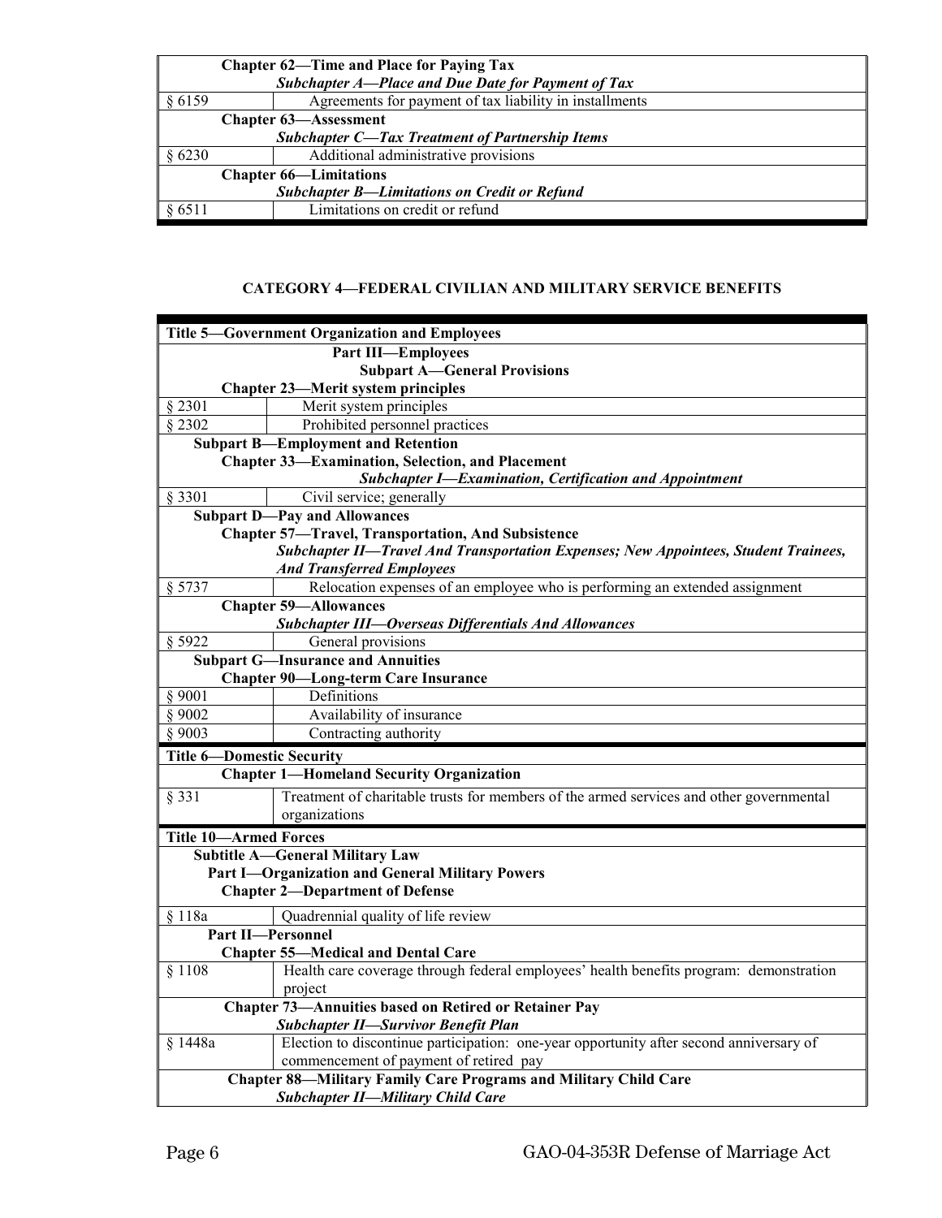| | |
|---|---|
| **Chapter 62—Time and Place for Paying Tax** | |
| ***Subchapter A—Place and Due Date for Payment of Tax*** | |
| § 6159 | Agreements for payment of tax liability in installments |
| **Chapter 63—Assessment** | |
| ***Subchapter C—Tax Treatment of Partnership Items*** | |
| § 6230 | Additional administrative provisions |
| **Chapter 66—Limitations** | |
| ***Subchapter B—Limitations on Credit or Refund*** | |
| § 6511 | Limitations on credit or refund |

**CATEGORY 4—FEDERAL CIVILIAN AND MILITARY SERVICE BENEFITS**

| | |
|---|---|
| **Title 5—Government Organization and Employees** | |
| **Part III—Employees** | |
| **Subpart A—General Provisions** | |
| **Chapter 23—Merit system principles** | |
| § 2301 | Merit system principles |
| § 2302 | Prohibited personnel practices |
| **Subpart B—Employment and Retention** | |
| **Chapter 33—Examination, Selection, and Placement** | |
| ***Subchapter I—Examination, Certification and Appointment*** | |
| § 3301 | Civil service; generally |
| **Subpart D—Pay and Allowances** | |
| **Chapter 57—Travel, Transportation, And Subsistence** | |
| ***Subchapter II—Travel And Transportation Expenses; New Appointees, Student Trainees, And Transferred Employees*** | |
| § 5737 | Relocation expenses of an employee who is performing an extended assignment |
| **Chapter 59—Allowances** | |
| ***Subchapter III—Overseas Differentials And Allowances*** | |
| § 5922 | General provisions |
| **Subpart G—Insurance and Annuities** | |
| **Chapter 90—Long-term Care Insurance** | |
| § 9001 | Definitions |
| § 9002 | Availability of insurance |
| § 9003 | Contracting authority |
| **Title 6—Domestic Security** | |
| **Chapter 1—Homeland Security Organization** | |
| § 331 | Treatment of charitable trusts for members of the armed services and other governmental organizations |
| **Title 10—Armed Forces** | |
| **Subtitle A—General Military Law** | |
| **Part I—Organization and General Military Powers** | |
| **Chapter 2—Department of Defense** | |
| § 118a | Quadrennial quality of life review |
| **Part II—Personnel** | |
| **Chapter 55—Medical and Dental Care** | |
| § 1108 | Health care coverage through federal employees' health benefits program: demonstration project |
| **Chapter 73—Annuities based on Retired or Retainer Pay** | |
| ***Subchapter II—Survivor Benefit Plan*** | |
| § 1448a | Election to discontinue participation: one-year opportunity after second anniversary of commencement of payment of retired pay |
| **Chapter 88—Military Family Care Programs and Military Child Care** | |
| ***Subchapter II—Military Child Care*** | |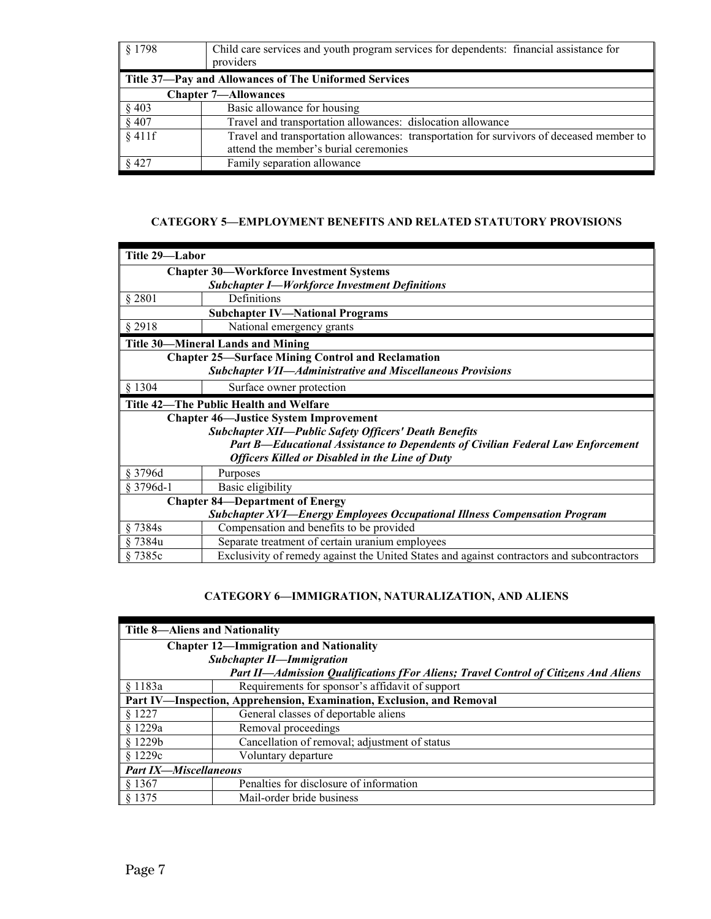| | |
|---|---|
| § 1798 | Child care services and youth program services for dependents: financial assistance for providers |
| **Title 37—Pay and Allowances of The Uniformed Services** | |
| **Chapter 7—Allowances** | |
| § 403 | Basic allowance for housing |
| § 407 | Travel and transportation allowances: dislocation allowance |
| § 411f | Travel and transportation allowances: transportation for survivors of deceased member to attend the member's burial ceremonies |
| § 427 | Family separation allowance |

## CATEGORY 5—EMPLOYMENT BENEFITS AND RELATED STATUTORY PROVISIONS

| | |
|---|---|
| **Title 29—Labor** | |
| **Chapter 30—Workforce Investment Systems** *Subchapter I—Workforce Investment Definitions* | |
| § 2801 | Definitions |
| **Subchapter IV—National Programs** | |
| § 2918 | National emergency grants |
| **Title 30—Mineral Lands and Mining** | |
| **Chapter 25—Surface Mining Control and Reclamation** *Subchapter VII—Administrative and Miscellaneous Provisions* | |
| § 1304 | Surface owner protection |
| **Title 42—The Public Health and Welfare** | |
| **Chapter 46—Justice System Improvement** *Subchapter XII—Public Safety Officers' Death Benefits* *Part B—Educational Assistance to Dependents of Civilian Federal Law Enforcement Officers Killed or Disabled in the Line of Duty* | |
| § 3796d | Purposes |
| § 3796d-1 | Basic eligibility |
| **Chapter 84—Department of Energy** *Subchapter XVI—Energy Employees Occupational Illness Compensation Program* | |
| § 7384s | Compensation and benefits to be provided |
| § 7384u | Separate treatment of certain uranium employees |
| § 7385c | Exclusivity of remedy against the United States and against contractors and subcontractors |

## CATEGORY 6—IMMIGRATION, NATURALIZATION, AND ALIENS

| | |
|---|---|
| **Title 8—Aliens and Nationality** | |
| **Chapter 12—Immigration and Nationality** *Subchapter II—Immigration* *Part II—Admission Qualifications fFor Aliens; Travel Control of Citizens And Aliens* | |
| § 1183a | Requirements for sponsor's affidavit of support |
| **Part IV—Inspection, Apprehension, Examination, Exclusion, and Removal** | |
| § 1227 | General classes of deportable aliens |
| § 1229a | Removal proceedings |
| § 1229b | Cancellation of removal; adjustment of status |
| § 1229c | Voluntary departure |
| ***Part IX—Miscellaneous*** | |
| § 1367 | Penalties for disclosure of information |
| § 1375 | Mail-order bride business |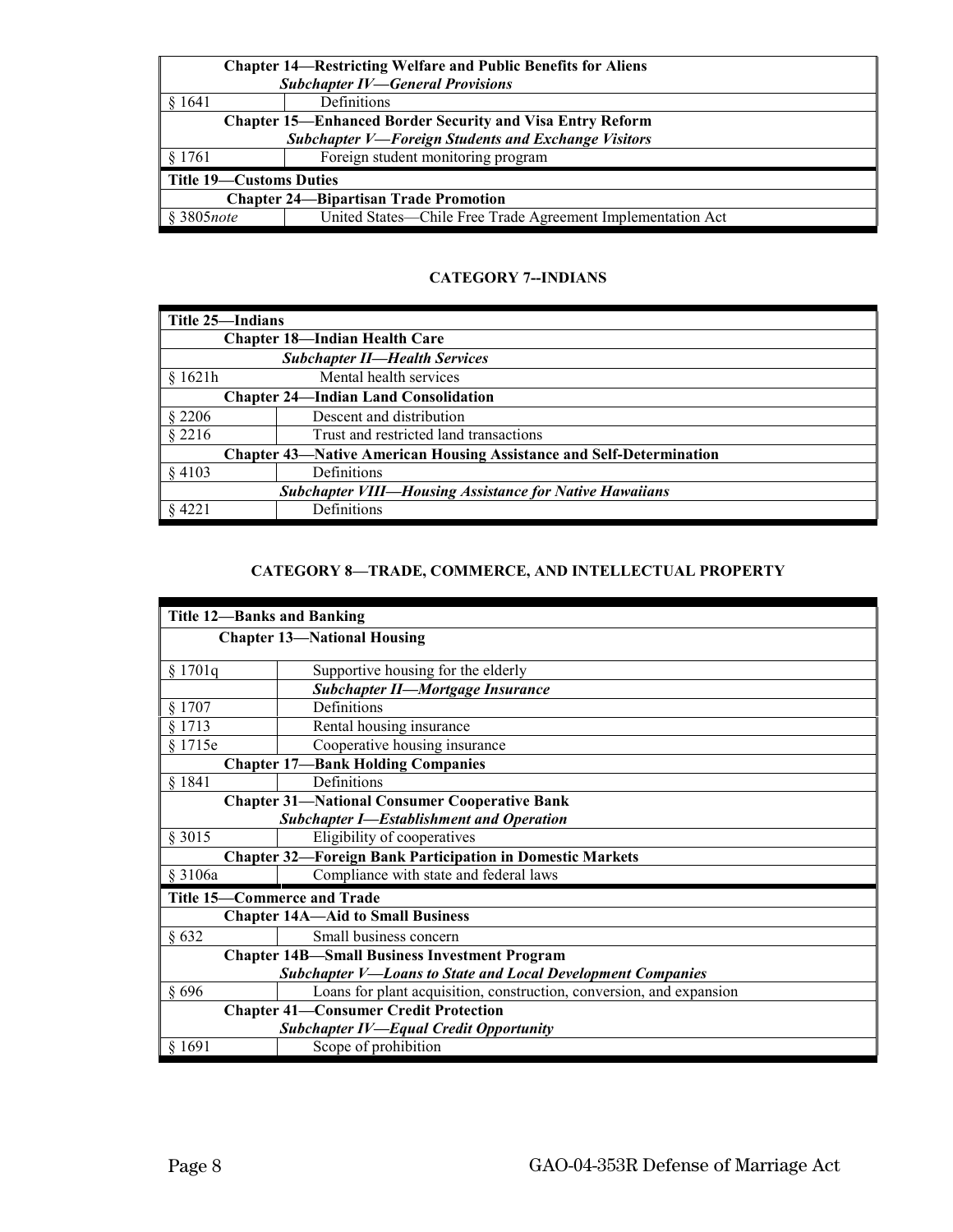| Chapter 14—Restricting Welfare and Public Benefits for Aliens | |
|---|---|
| *Subchapter IV—General Provisions* | |
| § 1641 | Definitions |
| **Chapter 15—Enhanced Border Security and Visa Entry Reform** | |
| *Subchapter V—Foreign Students and Exchange Visitors* | |
| § 1761 | Foreign student monitoring program |
| **Title 19—Customs Duties** | |
| **Chapter 24—Bipartisan Trade Promotion** | |
| § 3805*note* | United States—Chile Free Trade Agreement Implementation Act |

### CATEGORY 7--INDIANS

| Title 25—Indians | |
|---|---|
| **Chapter 18—Indian Health Care** | |
| *Subchapter II—Health Services* | |
| § 1621h | Mental health services |
| **Chapter 24—Indian Land Consolidation** | |
| § 2206 | Descent and distribution |
| § 2216 | Trust and restricted land transactions |
| **Chapter 43—Native American Housing Assistance and Self-Determination** | |
| § 4103 | Definitions |
| *Subchapter VIII—Housing Assistance for Native Hawaiians* | |
| § 4221 | Definitions |

### CATEGORY 8—TRADE, COMMERCE, AND INTELLECTUAL PROPERTY

| Title 12—Banks and Banking | |
|---|---|
| **Chapter 13—National Housing** | |
| § 1701q | Supportive housing for the elderly |
| | *Subchapter II—Mortgage Insurance* |
| § 1707 | Definitions |
| § 1713 | Rental housing insurance |
| § 1715e | Cooperative housing insurance |
| **Chapter 17—Bank Holding Companies** | |
| § 1841 | Definitions |
| **Chapter 31—National Consumer Cooperative Bank** | |
| *Subchapter I—Establishment and Operation* | |
| § 3015 | Eligibility of cooperatives |
| **Chapter 32—Foreign Bank Participation in Domestic Markets** | |
| § 3106a | Compliance with state and federal laws |
| **Title 15—Commerce and Trade** | |
| **Chapter 14A—Aid to Small Business** | |
| § 632 | Small business concern |
| **Chapter 14B—Small Business Investment Program** | |
| *Subchapter V—Loans to State and Local Development Companies* | |
| § 696 | Loans for plant acquisition, construction, conversion, and expansion |
| **Chapter 41—Consumer Credit Protection** | |
| *Subchapter IV—Equal Credit Opportunity* | |
| § 1691 | Scope of prohibition |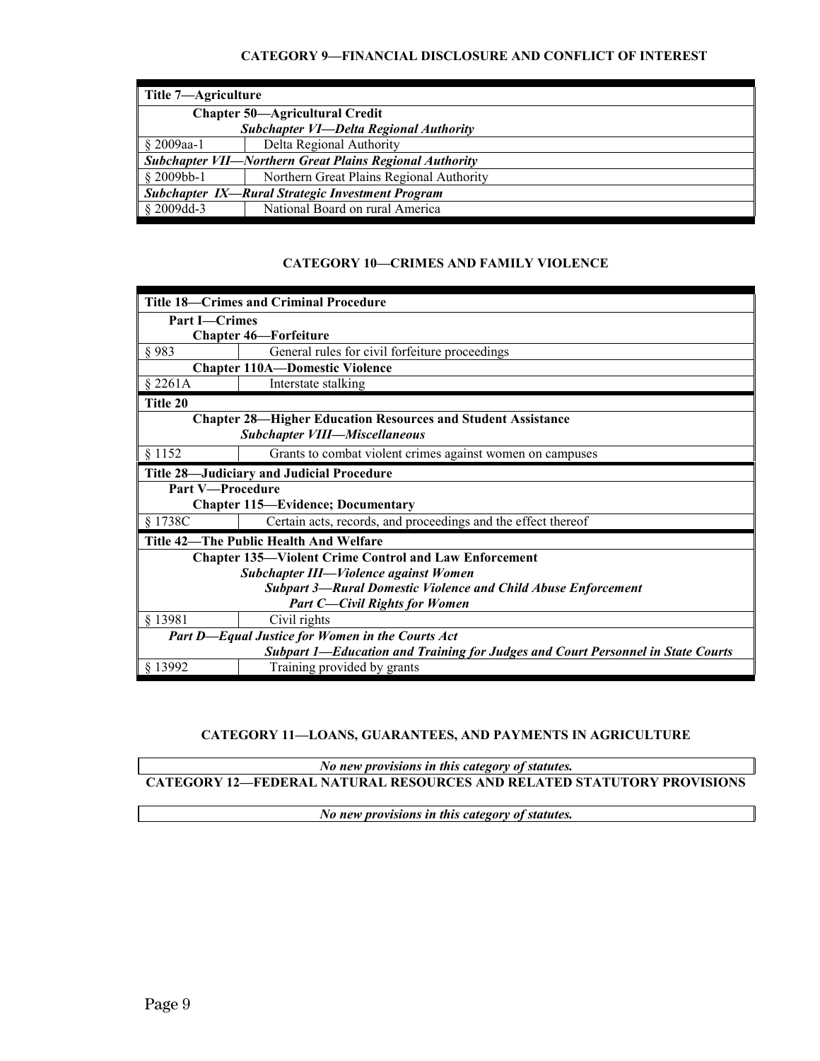## CATEGORY 9—FINANCIAL DISCLOSURE AND CONFLICT OF INTEREST

| **Title 7—Agriculture** | |
|---|---|
| **Chapter 50—Agricultural Credit** *Subchapter VI—Delta Regional Authority* | |
| § 2009aa-1 | Delta Regional Authority |
| ***Subchapter VII—Northern Great Plains Regional Authority*** | |
| § 2009bb-1 | Northern Great Plains Regional Authority |
| ***Subchapter IX—Rural Strategic Investment Program*** | |
| § 2009dd-3 | National Board on rural America |

## CATEGORY 10—CRIMES AND FAMILY VIOLENCE

| **Title 18—Crimes and Criminal Procedure** | |
|---|---|
| **Part I—Crimes** **Chapter 46—Forfeiture** | |
| § 983 | General rules for civil forfeiture proceedings |
| **Chapter 110A—Domestic Violence** | |
| § 2261A | Interstate stalking |
| **Title 20** | |
| **Chapter 28—Higher Education Resources and Student Assistance** *Subchapter VIII—Miscellaneous* | |
| § 1152 | Grants to combat violent crimes against women on campuses |
| **Title 28—Judiciary and Judicial Procedure** | |
| **Part V—Procedure** **Chapter 115—Evidence; Documentary** | |
| § 1738C | Certain acts, records, and proceedings and the effect thereof |
| **Title 42—The Public Health And Welfare** | |
| **Chapter 135—Violent Crime Control and Law Enforcement** *Subchapter III—Violence against Women* *Subpart 3—Rural Domestic Violence and Child Abuse Enforcement* *Part C—Civil Rights for Women* | |
| § 13981 | Civil rights |
| ***Part D—Equal Justice for Women in the Courts Act*** ***Subpart 1—Education and Training for Judges and Court Personnel in State Courts*** | |
| § 13992 | Training provided by grants |

## CATEGORY 11—LOANS, GUARANTEES, AND PAYMENTS IN AGRICULTURE

*No new provisions in this category of statutes.*

## CATEGORY 12—FEDERAL NATURAL RESOURCES AND RELATED STATUTORY PROVISIONS

*No new provisions in this category of statutes.*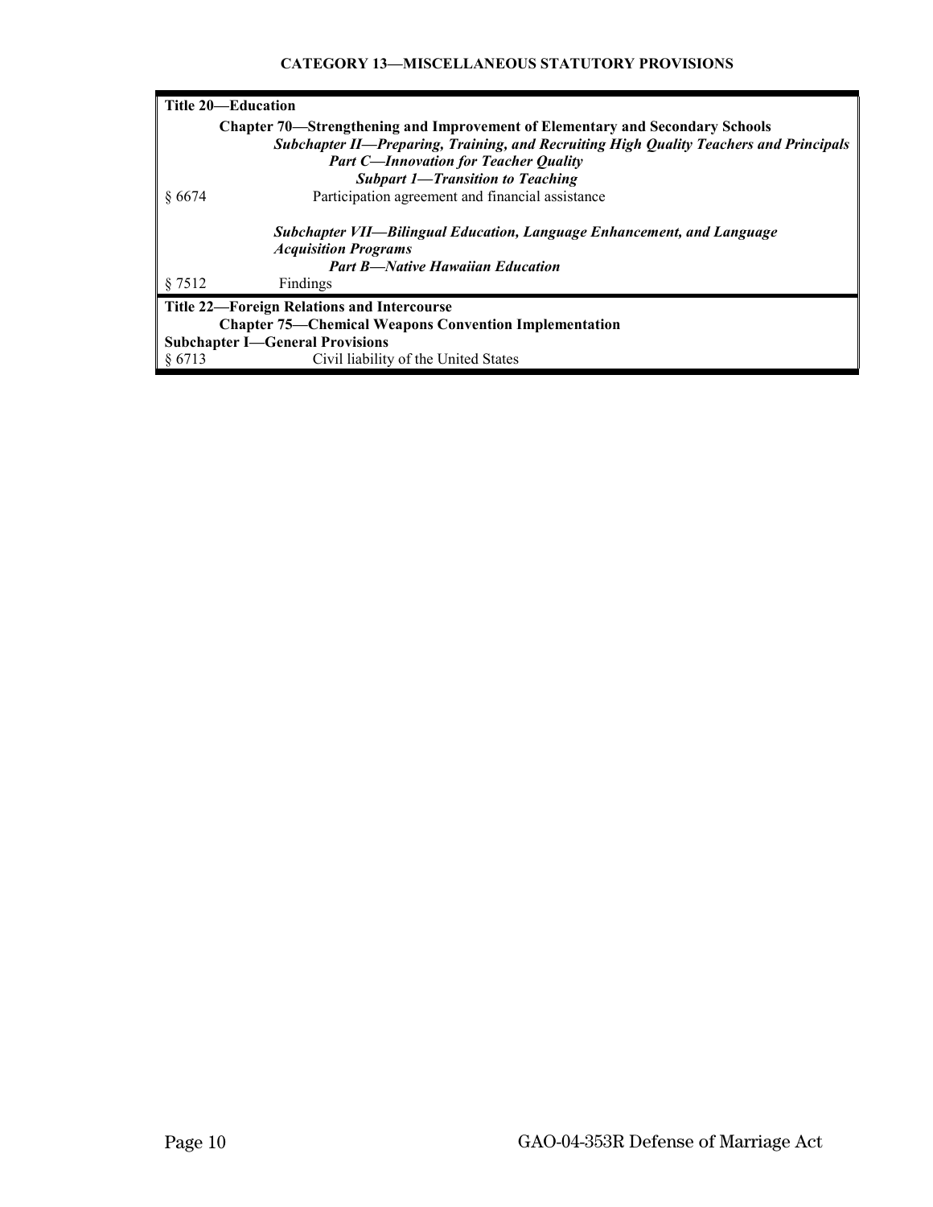**CATEGORY 13—MISCELLANEOUS STATUTORY PROVISIONS**

| | |
|---|---|
| **Title 20—Education** | |
| | **Chapter 70—Strengthening and Improvement of Elementary and Secondary Schools** |
| | ***Subchapter II—Preparing, Training, and Recruiting High Quality Teachers and Principals*** |
| | ***Part C—Innovation for Teacher Quality*** |
| | ***Subpart 1—Transition to Teaching*** |
| § 6674 | Participation agreement and financial assistance |
| | ***Subchapter VII—Bilingual Education, Language Enhancement, and Language Acquisition Programs*** |
| | ***Part B—Native Hawaiian Education*** |
| § 7512 | Findings |
| **Title 22—Foreign Relations and Intercourse** | |
| | **Chapter 75—Chemical Weapons Convention Implementation** |
| **Subchapter I—General Provisions** | |
| § 6713 | Civil liability of the United States |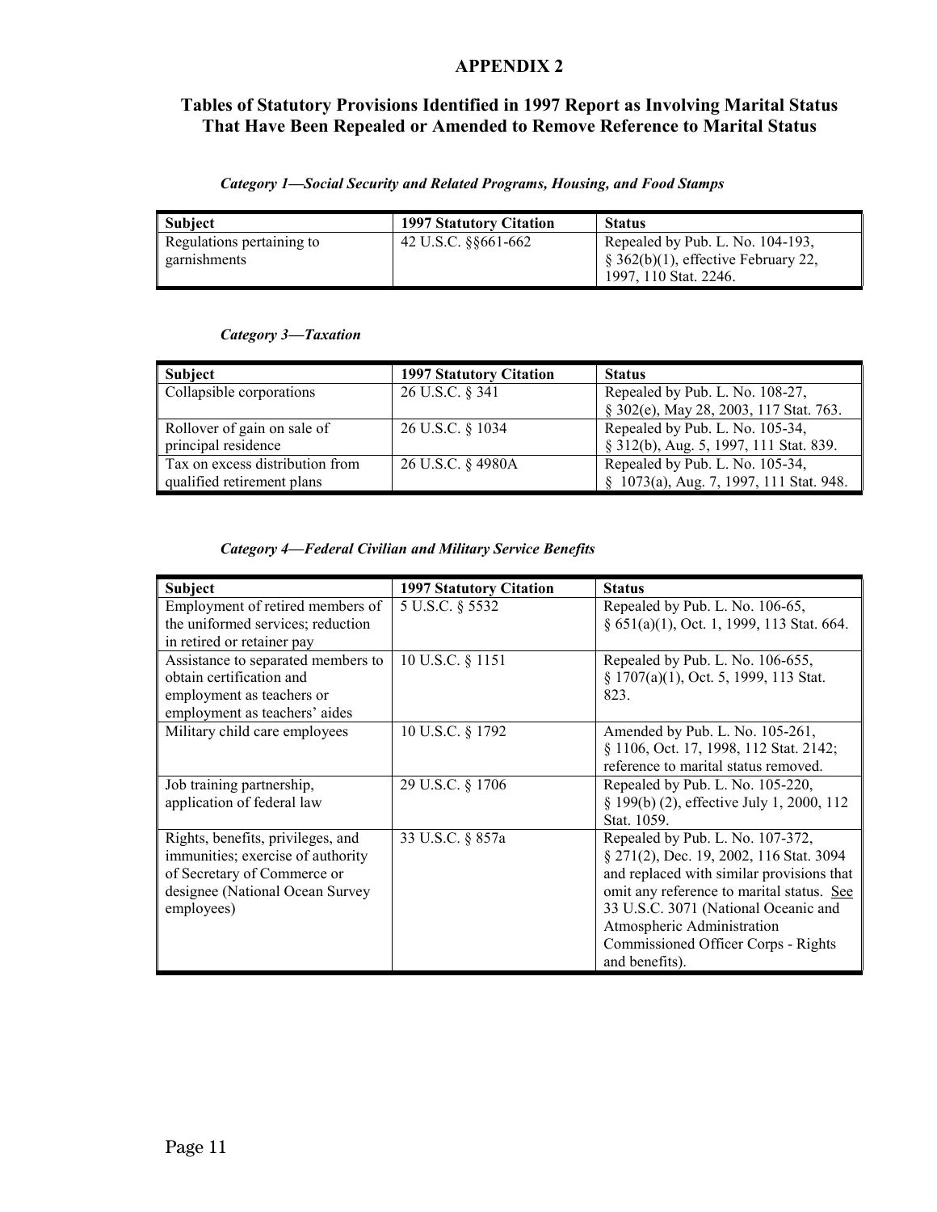## APPENDIX 2

## Tables of Statutory Provisions Identified in 1997 Report as Involving Marital Status That Have Been Repealed or Amended to Remove Reference to Marital Status

*Category 1—Social Security and Related Programs, Housing, and Food Stamps*

| Subject | 1997 Statutory Citation | Status |
|---|---|---|
| Regulations pertaining to garnishments | 42 U.S.C. §§661-662 | Repealed by Pub. L. No. 104-193, § 362(b)(1), effective February 22, 1997, 110 Stat. 2246. |

*Category 3—Taxation*

| Subject | 1997 Statutory Citation | Status |
|---|---|---|
| Collapsible corporations | 26 U.S.C. § 341 | Repealed by Pub. L. No. 108-27, § 302(e), May 28, 2003, 117 Stat. 763. |
| Rollover of gain on sale of principal residence | 26 U.S.C. § 1034 | Repealed by Pub. L. No. 105-34, § 312(b), Aug. 5, 1997, 111 Stat. 839. |
| Tax on excess distribution from qualified retirement plans | 26 U.S.C. § 4980A | Repealed by Pub. L. No. 105-34, § 1073(a), Aug. 7, 1997, 111 Stat. 948. |

*Category 4—Federal Civilian and Military Service Benefits*

| Subject | 1997 Statutory Citation | Status |
|---|---|---|
| Employment of retired members of the uniformed services; reduction in retired or retainer pay | 5 U.S.C. § 5532 | Repealed by Pub. L. No. 106-65, § 651(a)(1), Oct. 1, 1999, 113 Stat. 664. |
| Assistance to separated members to obtain certification and employment as teachers or employment as teachers' aides | 10 U.S.C. § 1151 | Repealed by Pub. L. No. 106-655, § 1707(a)(1), Oct. 5, 1999, 113 Stat. 823. |
| Military child care employees | 10 U.S.C. § 1792 | Amended by Pub. L. No. 105-261, § 1106, Oct. 17, 1998, 112 Stat. 2142; reference to marital status removed. |
| Job training partnership, application of federal law | 29 U.S.C. § 1706 | Repealed by Pub. L. No. 105-220, § 199(b) (2), effective July 1, 2000, 112 Stat. 1059. |
| Rights, benefits, privileges, and immunities; exercise of authority of Secretary of Commerce or designee (National Ocean Survey employees) | 33 U.S.C. § 857a | Repealed by Pub. L. No. 107-372, § 271(2), Dec. 19, 2002, 116 Stat. 3094 and replaced with similar provisions that omit any reference to marital status. See 33 U.S.C. 3071 (National Oceanic and Atmospheric Administration Commissioned Officer Corps - Rights and benefits). |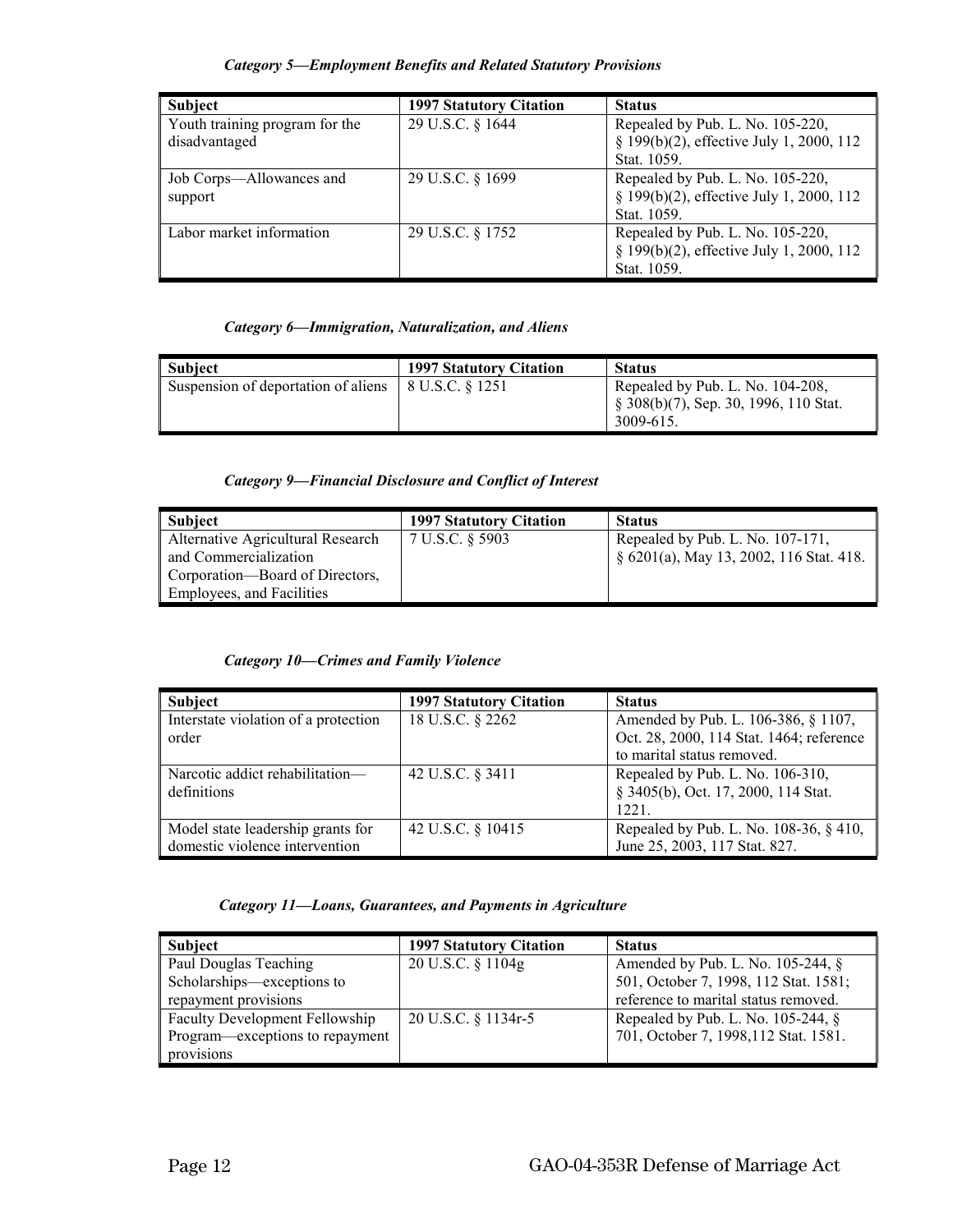*Category 5—Employment Benefits and Related Statutory Provisions*

| Subject | 1997 Statutory Citation | Status |
|---|---|---|
| Youth training program for the disadvantaged | 29 U.S.C. § 1644 | Repealed by Pub. L. No. 105-220, § 199(b)(2), effective July 1, 2000, 112 Stat. 1059. |
| Job Corps—Allowances and support | 29 U.S.C. § 1699 | Repealed by Pub. L. No. 105-220, § 199(b)(2), effective July 1, 2000, 112 Stat. 1059. |
| Labor market information | 29 U.S.C. § 1752 | Repealed by Pub. L. No. 105-220, § 199(b)(2), effective July 1, 2000, 112 Stat. 1059. |

*Category 6—Immigration, Naturalization, and Aliens*

| Subject | 1997 Statutory Citation | Status |
|---|---|---|
| Suspension of deportation of aliens | 8 U.S.C. § 1251 | Repealed by Pub. L. No. 104-208, § 308(b)(7), Sep. 30, 1996, 110 Stat. 3009-615. |

*Category 9—Financial Disclosure and Conflict of Interest*

| Subject | 1997 Statutory Citation | Status |
|---|---|---|
| Alternative Agricultural Research and Commercialization Corporation—Board of Directors, Employees, and Facilities | 7 U.S.C. § 5903 | Repealed by Pub. L. No. 107-171, § 6201(a), May 13, 2002, 116 Stat. 418. |

*Category 10—Crimes and Family Violence*

| Subject | 1997 Statutory Citation | Status |
|---|---|---|
| Interstate violation of a protection order | 18 U.S.C. § 2262 | Amended by Pub. L. 106-386, § 1107, Oct. 28, 2000, 114 Stat. 1464; reference to marital status removed. |
| Narcotic addict rehabilitation—definitions | 42 U.S.C. § 3411 | Repealed by Pub. L. No. 106-310, § 3405(b), Oct. 17, 2000, 114 Stat. 1221. |
| Model state leadership grants for domestic violence intervention | 42 U.S.C. § 10415 | Repealed by Pub. L. No. 108-36, § 410, June 25, 2003, 117 Stat. 827. |

*Category 11—Loans, Guarantees, and Payments in Agriculture*

| Subject | 1997 Statutory Citation | Status |
|---|---|---|
| Paul Douglas Teaching Scholarships—exceptions to repayment provisions | 20 U.S.C. § 1104g | Amended by Pub. L. No. 105-244, § 501, October 7, 1998, 112 Stat. 1581; reference to marital status removed. |
| Faculty Development Fellowship Program—exceptions to repayment provisions | 20 U.S.C. § 1134r-5 | Repealed by Pub. L. No. 105-244, § 701, October 7, 1998,112 Stat. 1581. |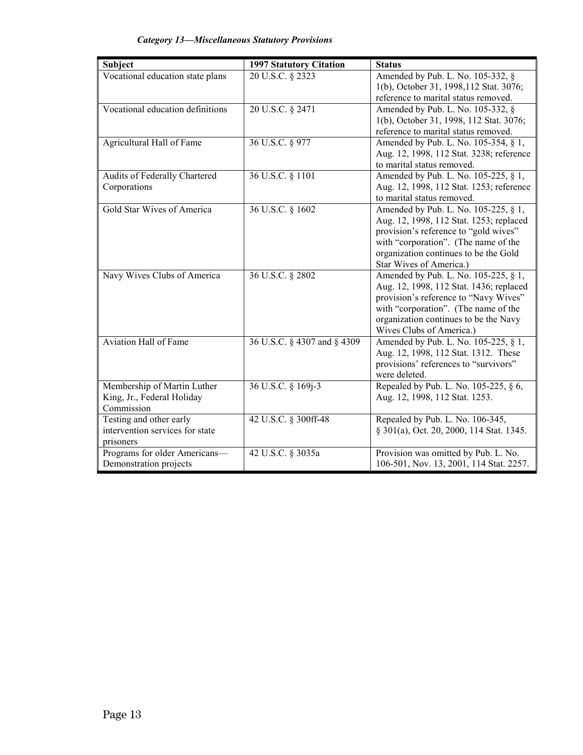*Category 13—Miscellaneous Statutory Provisions*

| Subject | 1997 Statutory Citation | Status |
|---|---|---|
| Vocational education state plans | 20 U.S.C. § 2323 | Amended by Pub. L. No. 105-332, § 1(b), October 31, 1998,112 Stat. 3076; reference to marital status removed. |
| Vocational education definitions | 20 U.S.C. § 2471 | Amended by Pub. L. No. 105-332, § 1(b), October 31, 1998, 112 Stat. 3076; reference to marital status removed. |
| Agricultural Hall of Fame | 36 U.S.C. § 977 | Amended by Pub. L. No. 105-354, § 1, Aug. 12, 1998, 112 Stat. 3238; reference to marital status removed. |
| Audits of Federally Chartered Corporations | 36 U.S.C. § 1101 | Amended by Pub. L. No. 105-225, § 1, Aug. 12, 1998, 112 Stat. 1253; reference to marital status removed. |
| Gold Star Wives of America | 36 U.S.C. § 1602 | Amended by Pub. L. No. 105-225, § 1, Aug. 12, 1998, 112 Stat. 1253; replaced provision's reference to "gold wives" with "corporation". (The name of the organization continues to be the Gold Star Wives of America.) |
| Navy Wives Clubs of America | 36 U.S.C. § 2802 | Amended by Pub. L. No. 105-225, § 1, Aug. 12, 1998, 112 Stat. 1436; replaced provision's reference to "Navy Wives" with "corporation". (The name of the organization continues to be the Navy Wives Clubs of America.) |
| Aviation Hall of Fame | 36 U.S.C. § 4307 and § 4309 | Amended by Pub. L. No. 105-225, § 1, Aug. 12, 1998, 112 Stat. 1312. These provisions' references to "survivors" were deleted. |
| Membership of Martin Luther King, Jr., Federal Holiday Commission | 36 U.S.C. § 169j-3 | Repealed by Pub. L. No. 105-225, § 6, Aug. 12, 1998, 112 Stat. 1253. |
| Testing and other early intervention services for state prisoners | 42 U.S.C. § 300ff-48 | Repealed by Pub. L. No. 106-345, § 301(a), Oct. 20, 2000, 114 Stat. 1345. |
| Programs for older Americans—Demonstration projects | 42 U.S.C. § 3035a | Provision was omitted by Pub. L. No. 106-501, Nov. 13, 2001, 114 Stat. 2257. |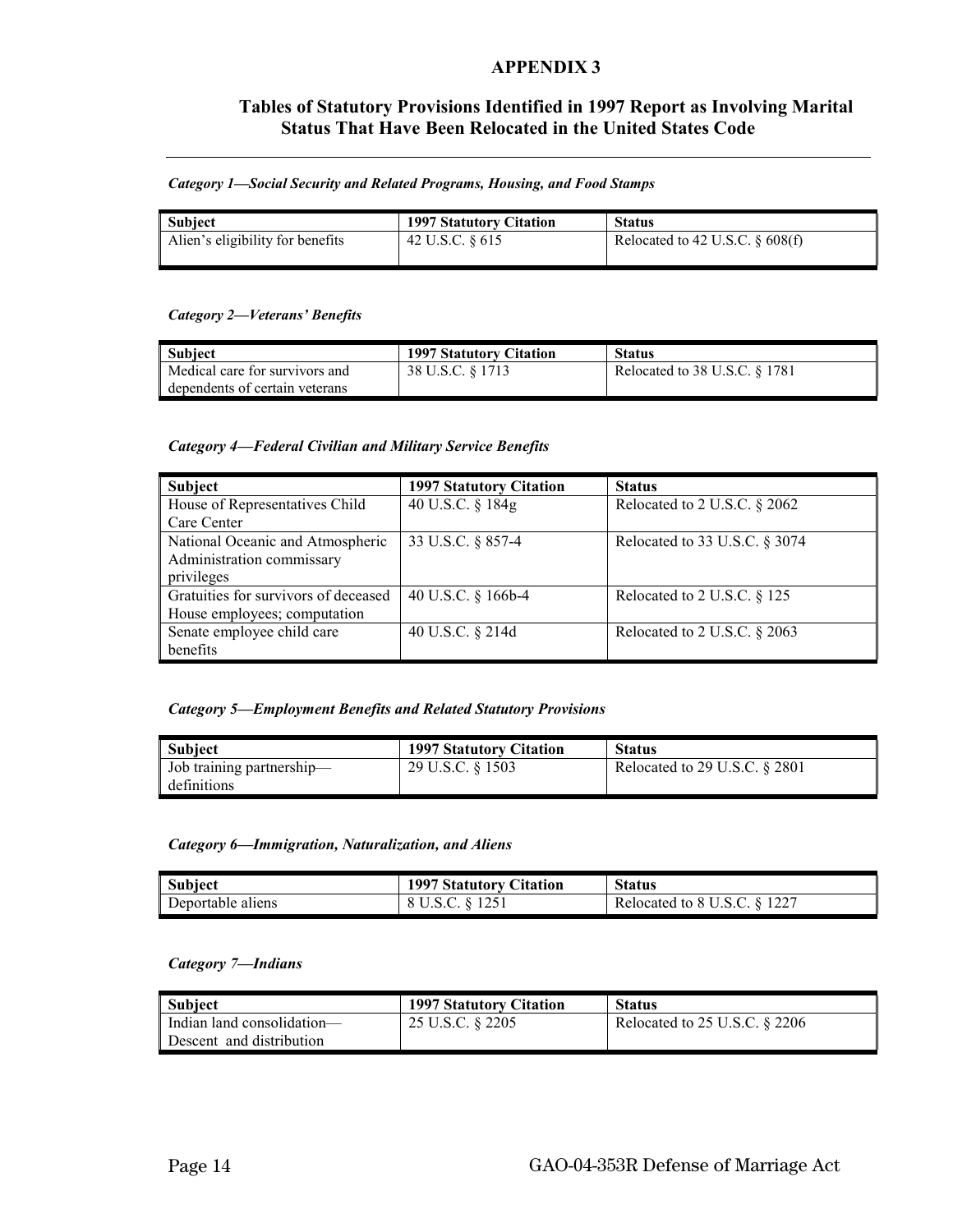# APPENDIX 3

## Tables of Statutory Provisions Identified in 1997 Report as Involving Marital Status That Have Been Relocated in the United States Code

***Category 1—Social Security and Related Programs, Housing, and Food Stamps***

| Subject | 1997 Statutory Citation | Status |
|---|---|---|
| Alien's eligibility for benefits | 42 U.S.C. § 615 | Relocated to 42 U.S.C. § 608(f) |

***Category 2—Veterans' Benefits***

| Subject | 1997 Statutory Citation | Status |
|---|---|---|
| Medical care for survivors and dependents of certain veterans | 38 U.S.C. § 1713 | Relocated to 38 U.S.C. § 1781 |

***Category 4—Federal Civilian and Military Service Benefits***

| Subject | 1997 Statutory Citation | Status |
|---|---|---|
| House of Representatives Child Care Center | 40 U.S.C. § 184g | Relocated to 2 U.S.C. § 2062 |
| National Oceanic and Atmospheric Administration commissary privileges | 33 U.S.C. § 857-4 | Relocated to 33 U.S.C. § 3074 |
| Gratuities for survivors of deceased House employees; computation | 40 U.S.C. § 166b-4 | Relocated to 2 U.S.C. § 125 |
| Senate employee child care benefits | 40 U.S.C. § 214d | Relocated to 2 U.S.C. § 2063 |

***Category 5—Employment Benefits and Related Statutory Provisions***

| Subject | 1997 Statutory Citation | Status |
|---|---|---|
| Job training partnership—definitions | 29 U.S.C. § 1503 | Relocated to 29 U.S.C. § 2801 |

***Category 6—Immigration, Naturalization, and Aliens***

| Subject | 1997 Statutory Citation | Status |
|---|---|---|
| Deportable aliens | 8 U.S.C. § 1251 | Relocated to 8 U.S.C. § 1227 |

***Category 7—Indians***

| Subject | 1997 Statutory Citation | Status |
|---|---|---|
| Indian land consolidation—Descent and distribution | 25 U.S.C. § 2205 | Relocated to 25 U.S.C. § 2206 |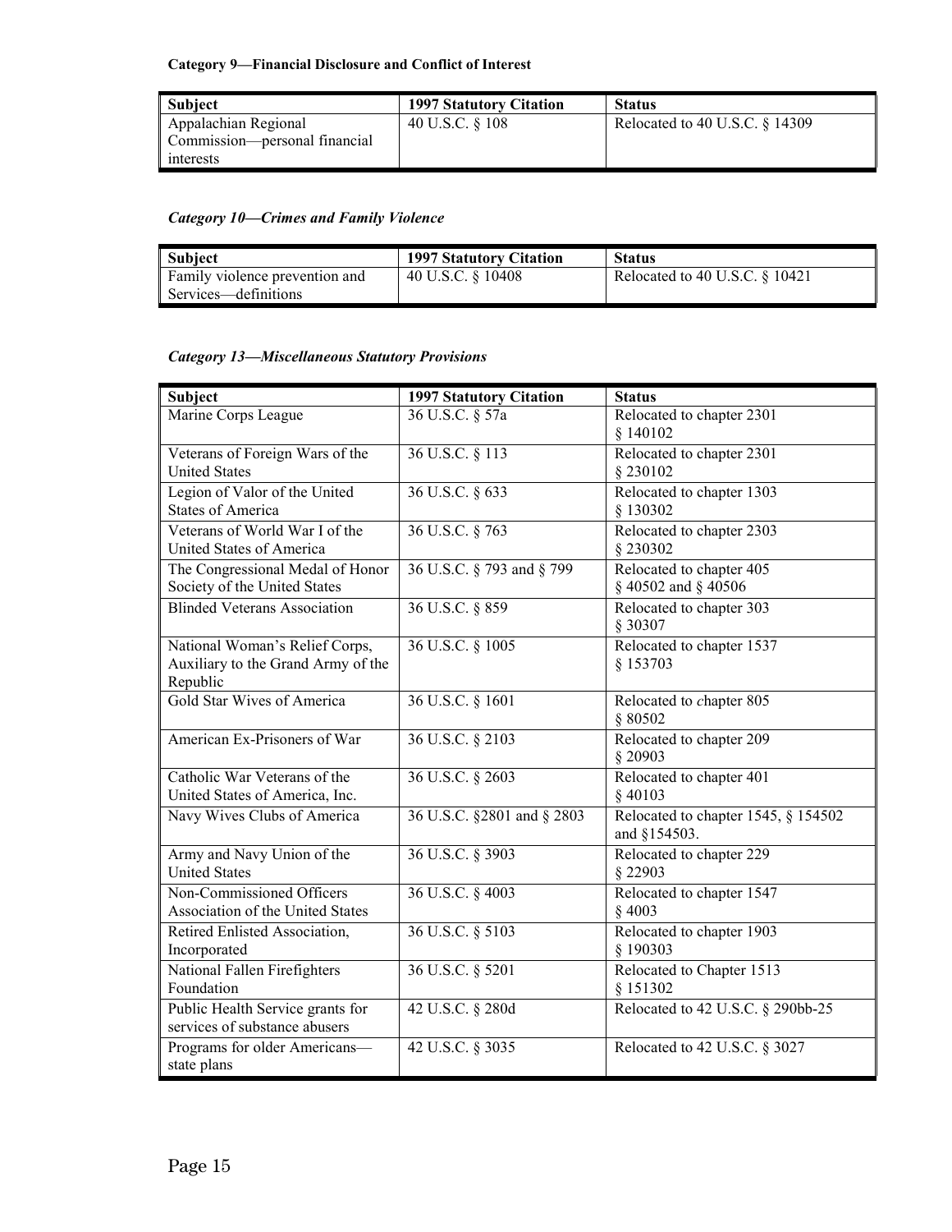**Category 9—Financial Disclosure and Conflict of Interest**

| Subject | 1997 Statutory Citation | Status |
|---|---|---|
| Appalachian Regional Commission—personal financial interests | 40 U.S.C. § 108 | Relocated to 40 U.S.C. § 14309 |

***Category 10—Crimes and Family Violence***

| Subject | 1997 Statutory Citation | Status |
|---|---|---|
| Family violence prevention and Services—definitions | 40 U.S.C. § 10408 | Relocated to 40 U.S.C. § 10421 |

***Category 13—Miscellaneous Statutory Provisions***

| Subject | 1997 Statutory Citation | Status |
|---|---|---|
| Marine Corps League | 36 U.S.C. § 57a | Relocated to chapter 2301 § 140102 |
| Veterans of Foreign Wars of the United States | 36 U.S.C. § 113 | Relocated to chapter 2301 § 230102 |
| Legion of Valor of the United States of America | 36 U.S.C. § 633 | Relocated to chapter 1303 § 130302 |
| Veterans of World War I of the United States of America | 36 U.S.C. § 763 | Relocated to chapter 2303 § 230302 |
| The Congressional Medal of Honor Society of the United States | 36 U.S.C. § 793 and § 799 | Relocated to chapter 405 § 40502 and § 40506 |
| Blinded Veterans Association | 36 U.S.C. § 859 | Relocated to chapter 303 § 30307 |
| National Woman's Relief Corps, Auxiliary to the Grand Army of the Republic | 36 U.S.C. § 1005 | Relocated to chapter 1537 § 153703 |
| Gold Star Wives of America | 36 U.S.C. § 1601 | Relocated to chapter 805 § 80502 |
| American Ex-Prisoners of War | 36 U.S.C. § 2103 | Relocated to chapter 209 § 20903 |
| Catholic War Veterans of the United States of America, Inc. | 36 U.S.C. § 2603 | Relocated to chapter 401 § 40103 |
| Navy Wives Clubs of America | 36 U.S.C. §2801 and § 2803 | Relocated to chapter 1545, § 154502 and §154503. |
| Army and Navy Union of the United States | 36 U.S.C. § 3903 | Relocated to chapter 229 § 22903 |
| Non-Commissioned Officers Association of the United States | 36 U.S.C. § 4003 | Relocated to chapter 1547 § 4003 |
| Retired Enlisted Association, Incorporated | 36 U.S.C. § 5103 | Relocated to chapter 1903 § 190303 |
| National Fallen Firefighters Foundation | 36 U.S.C. § 5201 | Relocated to Chapter 1513 § 151302 |
| Public Health Service grants for services of substance abusers | 42 U.S.C. § 280d | Relocated to 42 U.S.C. § 290bb-25 |
| Programs for older Americans—state plans | 42 U.S.C. § 3035 | Relocated to 42 U.S.C. § 3027 |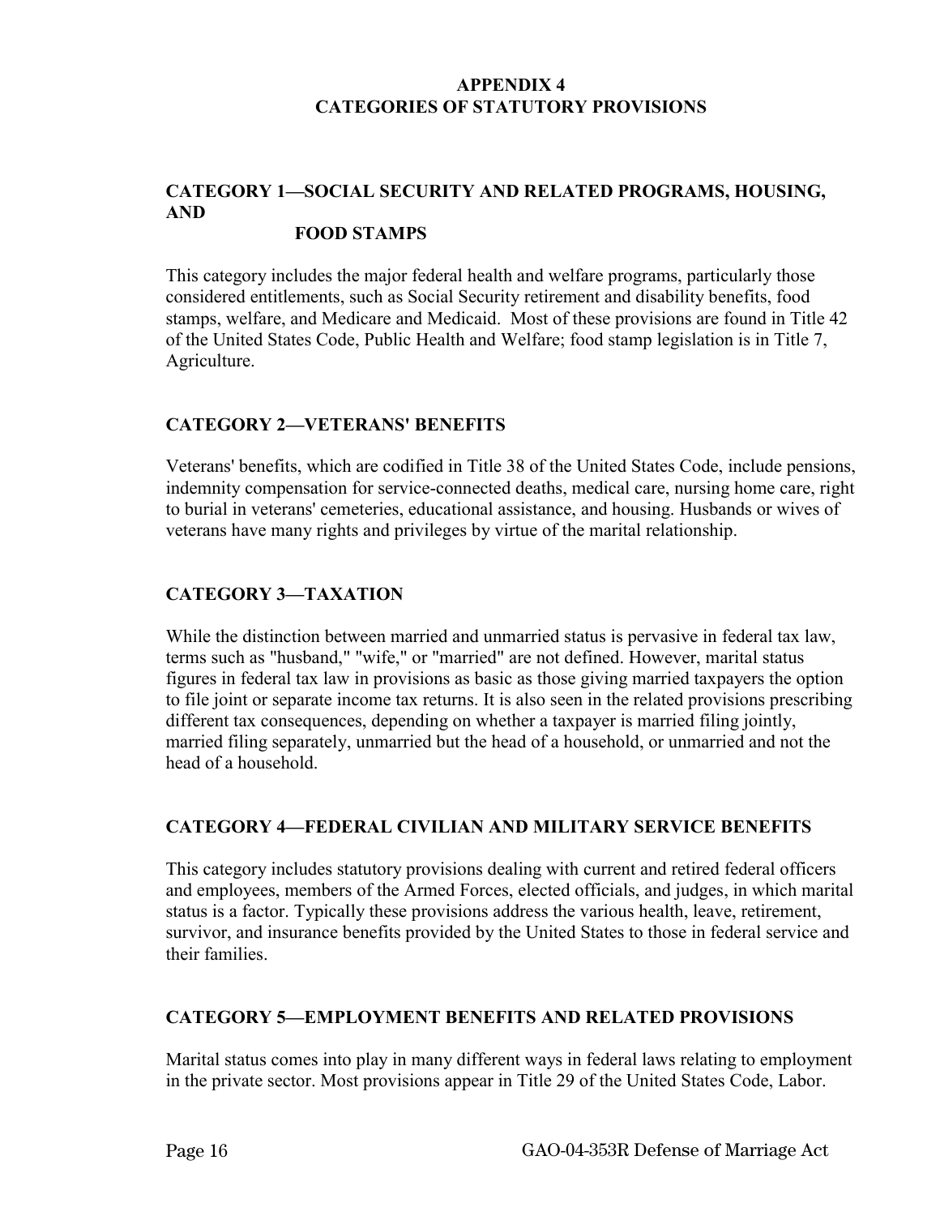# APPENDIX 4
# CATEGORIES OF STATUTORY PROVISIONS

## CATEGORY 1—SOCIAL SECURITY AND RELATED PROGRAMS, HOUSING, AND FOOD STAMPS

This category includes the major federal health and welfare programs, particularly those considered entitlements, such as Social Security retirement and disability benefits, food stamps, welfare, and Medicare and Medicaid. Most of these provisions are found in Title 42 of the United States Code, Public Health and Welfare; food stamp legislation is in Title 7, Agriculture.

## CATEGORY 2—VETERANS' BENEFITS

Veterans' benefits, which are codified in Title 38 of the United States Code, include pensions, indemnity compensation for service-connected deaths, medical care, nursing home care, right to burial in veterans' cemeteries, educational assistance, and housing. Husbands or wives of veterans have many rights and privileges by virtue of the marital relationship.

## CATEGORY 3—TAXATION

While the distinction between married and unmarried status is pervasive in federal tax law, terms such as "husband," "wife," or "married" are not defined. However, marital status figures in federal tax law in provisions as basic as those giving married taxpayers the option to file joint or separate income tax returns. It is also seen in the related provisions prescribing different tax consequences, depending on whether a taxpayer is married filing jointly, married filing separately, unmarried but the head of a household, or unmarried and not the head of a household.

## CATEGORY 4—FEDERAL CIVILIAN AND MILITARY SERVICE BENEFITS

This category includes statutory provisions dealing with current and retired federal officers and employees, members of the Armed Forces, elected officials, and judges, in which marital status is a factor. Typically these provisions address the various health, leave, retirement, survivor, and insurance benefits provided by the United States to those in federal service and their families.

## CATEGORY 5—EMPLOYMENT BENEFITS AND RELATED PROVISIONS

Marital status comes into play in many different ways in federal laws relating to employment in the private sector. Most provisions appear in Title 29 of the United States Code, Labor.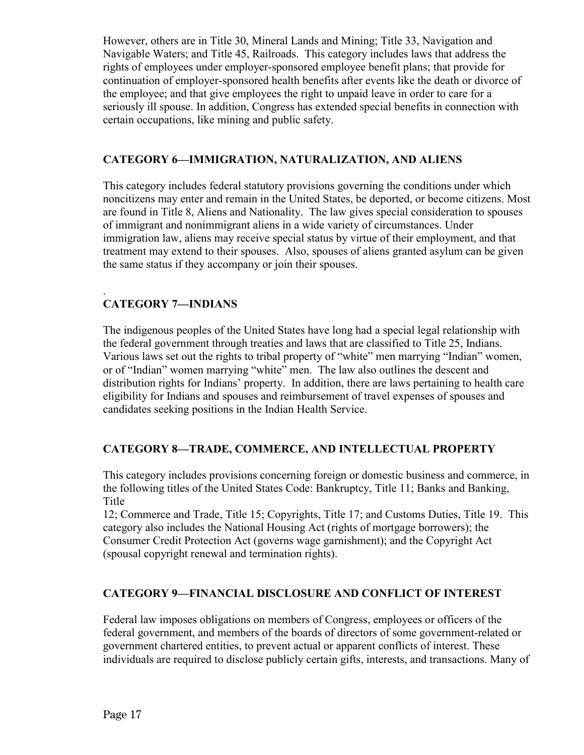However, others are in Title 30, Mineral Lands and Mining; Title 33, Navigation and Navigable Waters; and Title 45, Railroads. This category includes laws that address the rights of employees under employer-sponsored employee benefit plans; that provide for continuation of employer-sponsored health benefits after events like the death or divorce of the employee; and that give employees the right to unpaid leave in order to care for a seriously ill spouse. In addition, Congress has extended special benefits in connection with certain occupations, like mining and public safety.

## CATEGORY 6—IMMIGRATION, NATURALIZATION, AND ALIENS

This category includes federal statutory provisions governing the conditions under which noncitizens may enter and remain in the United States, be deported, or become citizens. Most are found in Title 8, Aliens and Nationality. The law gives special consideration to spouses of immigrant and nonimmigrant aliens in a wide variety of circumstances. Under immigration law, aliens may receive special status by virtue of their employment, and that treatment may extend to their spouses. Also, spouses of aliens granted asylum can be given the same status if they accompany or join their spouses.

.

## CATEGORY 7—INDIANS

The indigenous peoples of the United States have long had a special legal relationship with the federal government through treaties and laws that are classified to Title 25, Indians. Various laws set out the rights to tribal property of "white" men marrying "Indian" women, or of "Indian" women marrying "white" men. The law also outlines the descent and distribution rights for Indians' property. In addition, there are laws pertaining to health care eligibility for Indians and spouses and reimbursement of travel expenses of spouses and candidates seeking positions in the Indian Health Service.

## CATEGORY 8—TRADE, COMMERCE, AND INTELLECTUAL PROPERTY

This category includes provisions concerning foreign or domestic business and commerce, in the following titles of the United States Code: Bankruptcy, Title 11; Banks and Banking, Title
12; Commerce and Trade, Title 15; Copyrights, Title 17; and Customs Duties, Title 19. This category also includes the National Housing Act (rights of mortgage borrowers); the Consumer Credit Protection Act (governs wage garnishment); and the Copyright Act (spousal copyright renewal and termination rights).

## CATEGORY 9—FINANCIAL DISCLOSURE AND CONFLICT OF INTEREST

Federal law imposes obligations on members of Congress, employees or officers of the federal government, and members of the boards of directors of some government-related or government chartered entities, to prevent actual or apparent conflicts of interest. These individuals are required to disclose publicly certain gifts, interests, and transactions. Many of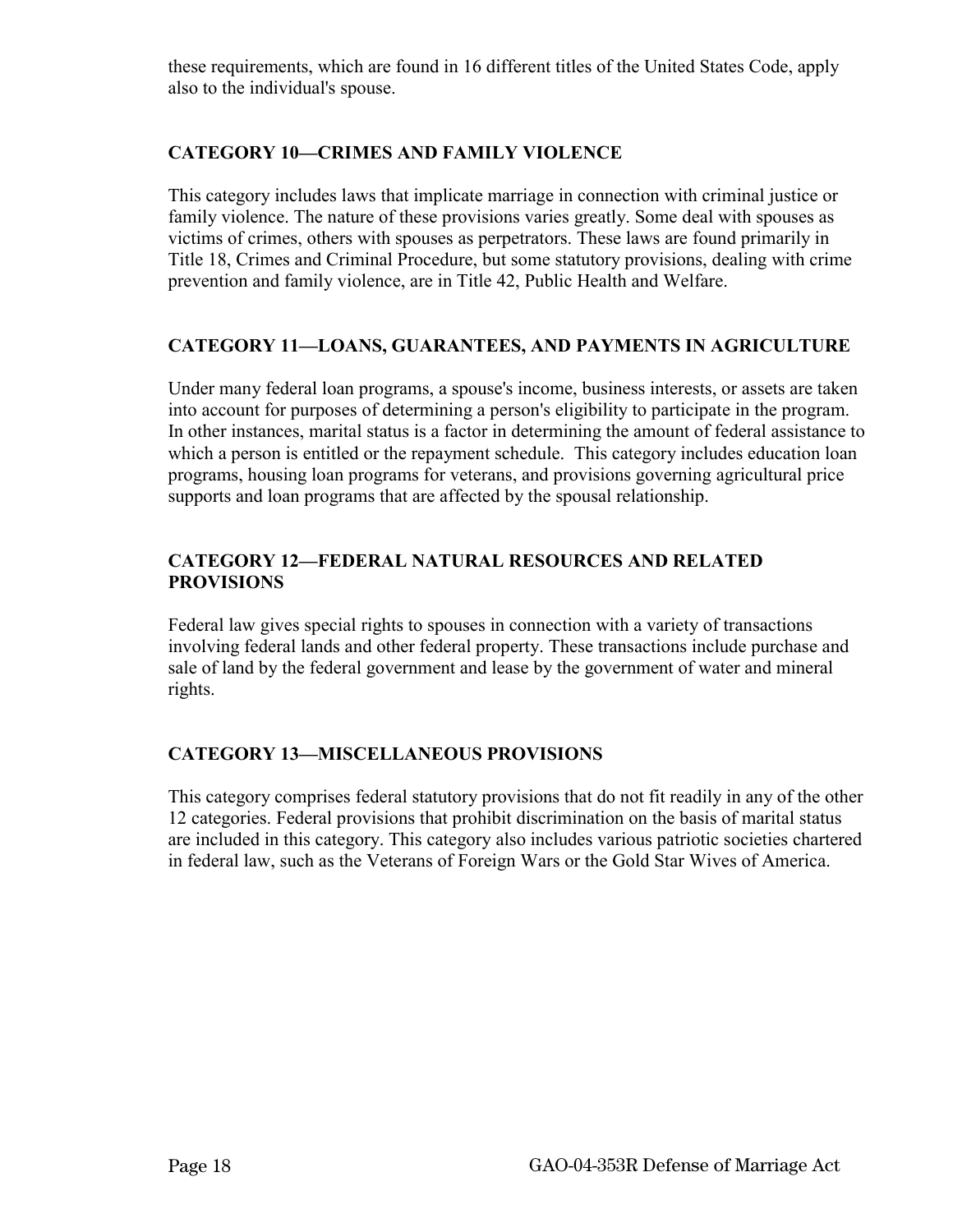these requirements, which are found in 16 different titles of the United States Code, apply also to the individual's spouse.

### CATEGORY 10—CRIMES AND FAMILY VIOLENCE

This category includes laws that implicate marriage in connection with criminal justice or family violence. The nature of these provisions varies greatly. Some deal with spouses as victims of crimes, others with spouses as perpetrators. These laws are found primarily in Title 18, Crimes and Criminal Procedure, but some statutory provisions, dealing with crime prevention and family violence, are in Title 42, Public Health and Welfare.

### CATEGORY 11—LOANS, GUARANTEES, AND PAYMENTS IN AGRICULTURE

Under many federal loan programs, a spouse's income, business interests, or assets are taken into account for purposes of determining a person's eligibility to participate in the program. In other instances, marital status is a factor in determining the amount of federal assistance to which a person is entitled or the repayment schedule. This category includes education loan programs, housing loan programs for veterans, and provisions governing agricultural price supports and loan programs that are affected by the spousal relationship.

### CATEGORY 12—FEDERAL NATURAL RESOURCES AND RELATED PROVISIONS

Federal law gives special rights to spouses in connection with a variety of transactions involving federal lands and other federal property. These transactions include purchase and sale of land by the federal government and lease by the government of water and mineral rights.

### CATEGORY 13—MISCELLANEOUS PROVISIONS

This category comprises federal statutory provisions that do not fit readily in any of the other 12 categories. Federal provisions that prohibit discrimination on the basis of marital status are included in this category. This category also includes various patriotic societies chartered in federal law, such as the Veterans of Foreign Wars or the Gold Star Wives of America.